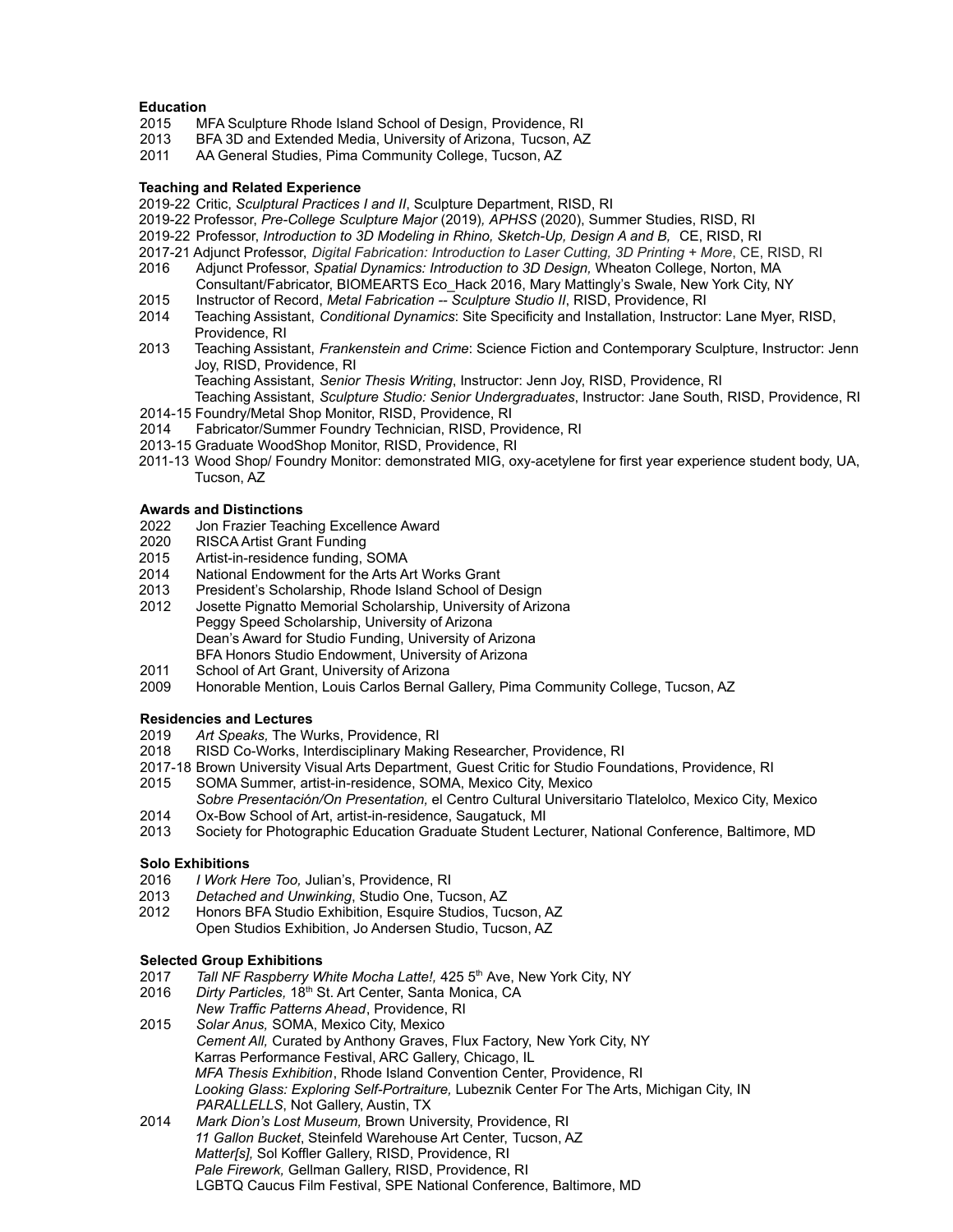**Education**

2015 MFA Sculpture Rhode Island School of Design, Providence, RI
2013 BFA 3D and Extended Media, University of Arizona, Tucson, AZ
2011 AA General Studies, Pima Community College, Tucson, AZ

**Teaching and Related Experience**

2019-22 Critic, *Sculptural Practices I and II*, Sculpture Department, RISD, RI
2019-22 Professor, *Pre-College Sculpture Major* (2019), *APHSS* (2020), Summer Studies, RISD, RI
2019-22 Professor, *Introduction to 3D Modeling in Rhino, Sketch-Up, Design A and B,* CE, RISD, RI
2017-21 Adjunct Professor, *Digital Fabrication: Introduction to Laser Cutting, 3D Printing + More*, CE, RISD, RI
2016 Adjunct Professor, *Spatial Dynamics: Introduction to 3D Design,* Wheaton College, Norton, MA
Consultant/Fabricator, BIOMEARTS Eco_Hack 2016, Mary Mattingly's Swale, New York City, NY
2015 Instructor of Record, *Metal Fabrication -- Sculpture Studio II*, RISD, Providence, RI
2014 Teaching Assistant, *Conditional Dynamics*: Site Specificity and Installation, Instructor: Lane Myer, RISD, Providence, RI
2013 Teaching Assistant, *Frankenstein and Crime*: Science Fiction and Contemporary Sculpture, Instructor: Jenn Joy, RISD, Providence, RI
Teaching Assistant, *Senior Thesis Writing*, Instructor: Jenn Joy, RISD, Providence, RI
Teaching Assistant, *Sculpture Studio: Senior Undergraduates*, Instructor: Jane South, RISD, Providence, RI
2014-15 Foundry/Metal Shop Monitor, RISD, Providence, RI
2014 Fabricator/Summer Foundry Technician, RISD, Providence, RI
2013-15 Graduate WoodShop Monitor, RISD, Providence, RI
2011-13 Wood Shop/ Foundry Monitor: demonstrated MIG, oxy-acetylene for first year experience student body, UA, Tucson, AZ

**Awards and Distinctions**

2022 Jon Frazier Teaching Excellence Award
2020 RISCA Artist Grant Funding
2015 Artist-in-residence funding, SOMA
2014 National Endowment for the Arts Art Works Grant
2013 President's Scholarship, Rhode Island School of Design
2012 Josette Pignatto Memorial Scholarship, University of Arizona
Peggy Speed Scholarship, University of Arizona
Dean's Award for Studio Funding, University of Arizona
BFA Honors Studio Endowment, University of Arizona
2011 School of Art Grant, University of Arizona
2009 Honorable Mention, Louis Carlos Bernal Gallery, Pima Community College, Tucson, AZ

**Residencies and Lectures**

2019 *Art Speaks,* The Wurks, Providence, RI
2018 RISD Co-Works, Interdisciplinary Making Researcher, Providence, RI
2017-18 Brown University Visual Arts Department, Guest Critic for Studio Foundations, Providence, RI
2015 SOMA Summer, artist-in-residence, SOMA, Mexico City, Mexico
*Sobre Presentación/On Presentation,* el Centro Cultural Universitario Tlatelolco, Mexico City, Mexico
2014 Ox-Bow School of Art, artist-in-residence, Saugatuck, MI
2013 Society for Photographic Education Graduate Student Lecturer, National Conference, Baltimore, MD

**Solo Exhibitions**

2016 *I Work Here Too,* Julian's, Providence, RI
2013 *Detached and Unwinking*, Studio One, Tucson, AZ
2012 Honors BFA Studio Exhibition, Esquire Studios, Tucson, AZ
Open Studios Exhibition, Jo Andersen Studio, Tucson, AZ

**Selected Group Exhibitions**

2017 *Tall NF Raspberry White Mocha Latte!,* 425 5th Ave, New York City, NY
2016 *Dirty Particles,* 18th St. Art Center, Santa Monica, CA
*New Traffic Patterns Ahead*, Providence, RI
2015 *Solar Anus,* SOMA, Mexico City, Mexico
*Cement All,* Curated by Anthony Graves, Flux Factory, New York City, NY
Karras Performance Festival, ARC Gallery, Chicago, IL
*MFA Thesis Exhibition*, Rhode Island Convention Center, Providence, RI
*Looking Glass: Exploring Self-Portraiture,* Lubeznik Center For The Arts, Michigan City, IN
*PARALLELLS*, Not Gallery, Austin, TX
2014 *Mark Dion's Lost Museum,* Brown University, Providence, RI
*11 Gallon Bucket*, Steinfeld Warehouse Art Center, Tucson, AZ
*Matter[s],* Sol Koffler Gallery, RISD, Providence, RI
*Pale Firework,* Gellman Gallery, RISD, Providence, RI
LGBTQ Caucus Film Festival, SPE National Conference, Baltimore, MD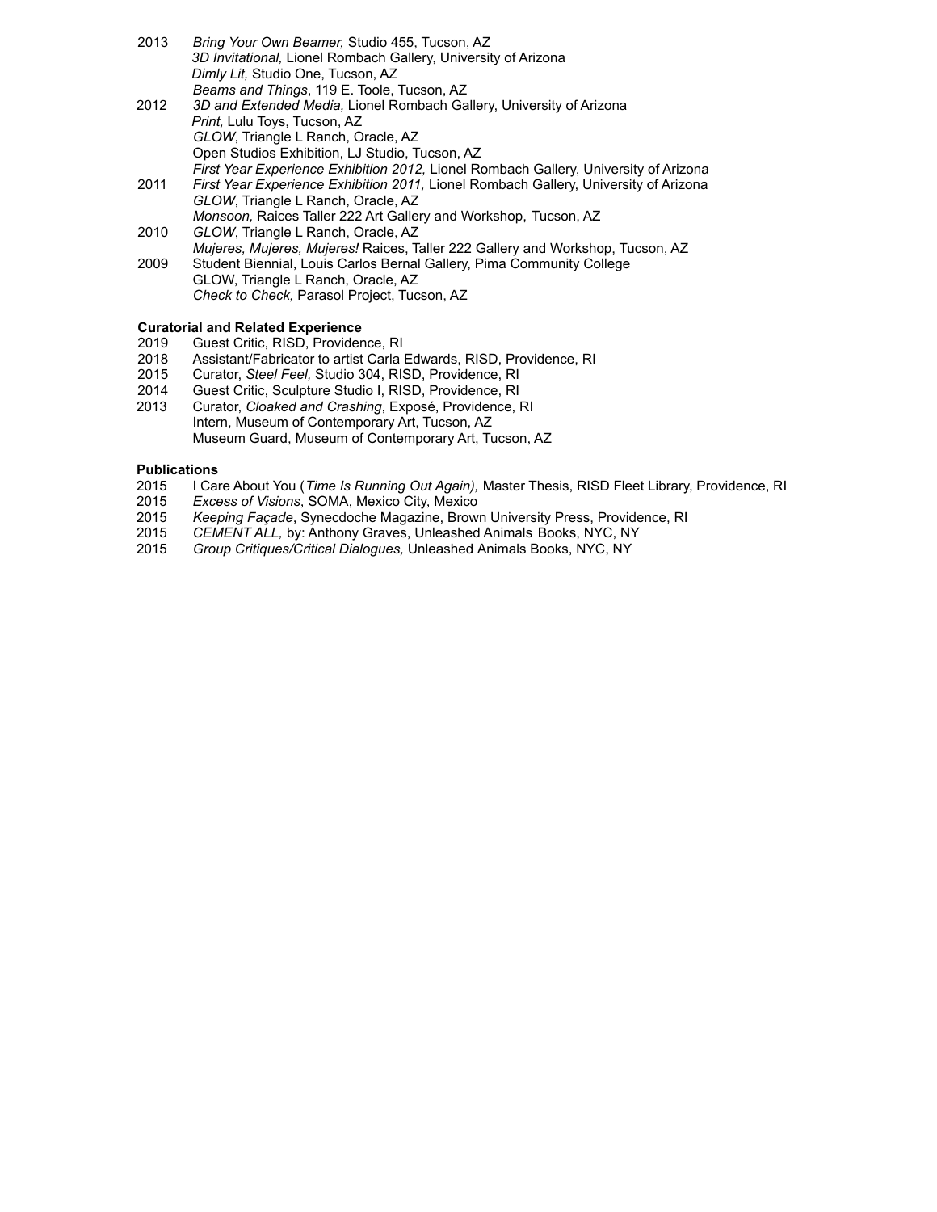2013 *Bring Your Own Beamer,* Studio 455, Tucson, AZ
*3D Invitational,* Lionel Rombach Gallery, University of Arizona
*Dimly Lit,* Studio One, Tucson, AZ
*Beams and Things*, 119 E. Toole, Tucson, AZ

2012 *3D and Extended Media,* Lionel Rombach Gallery, University of Arizona
*Print,* Lulu Toys, Tucson, AZ
*GLOW*, Triangle L Ranch, Oracle, AZ
Open Studios Exhibition, LJ Studio, Tucson, AZ
*First Year Experience Exhibition 2012,* Lionel Rombach Gallery, University of Arizona

2011 *First Year Experience Exhibition 2011,* Lionel Rombach Gallery, University of Arizona
*GLOW*, Triangle L Ranch, Oracle, AZ
*Monsoon,* Raices Taller 222 Art Gallery and Workshop, Tucson, AZ

2010 *GLOW*, Triangle L Ranch, Oracle, AZ
*Mujeres, Mujeres, Mujeres!* Raices, Taller 222 Gallery and Workshop, Tucson, AZ

2009 Student Biennial, Louis Carlos Bernal Gallery, Pima Community College
GLOW, Triangle L Ranch, Oracle, AZ
*Check to Check,* Parasol Project, Tucson, AZ

**Curatorial and Related Experience**

2019 Guest Critic, RISD, Providence, RI
2018 Assistant/Fabricator to artist Carla Edwards, RISD, Providence, RI
2015 Curator, *Steel Feel,* Studio 304, RISD, Providence, RI
2014 Guest Critic, Sculpture Studio I, RISD, Providence, RI
2013 Curator, *Cloaked and Crashing*, Exposé, Providence, RI
Intern, Museum of Contemporary Art, Tucson, AZ
Museum Guard, Museum of Contemporary Art, Tucson, AZ

**Publications**

2015 I Care About You (*Time Is Running Out Again),* Master Thesis, RISD Fleet Library, Providence, RI
2015 *Excess of Visions*, SOMA, Mexico City, Mexico
2015 *Keeping Façade*, Synecdoche Magazine, Brown University Press, Providence, RI
2015 *CEMENT ALL,* by: Anthony Graves, Unleashed Animals Books, NYC, NY
2015 *Group Critiques/Critical Dialogues,* Unleashed Animals Books, NYC, NY